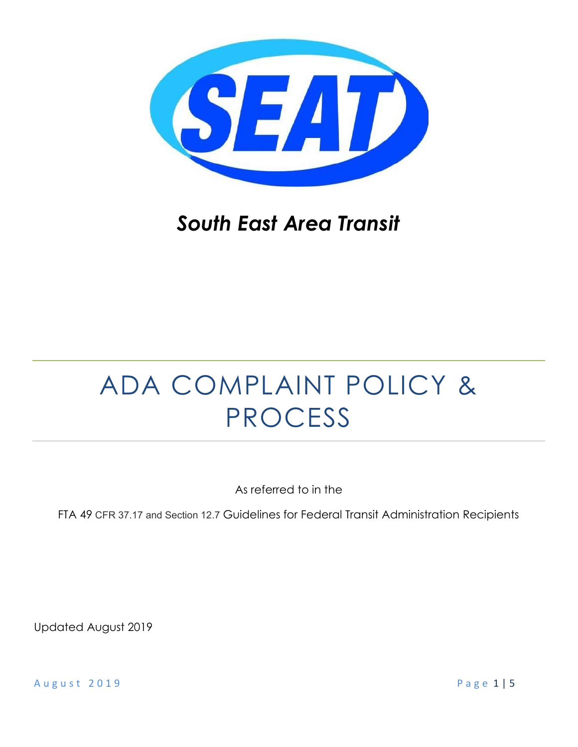SEAT

*South East Area Transit*

# ADA COMPLAINT POLICY & PROCESS

As referred to in the

FTA 49 CFR 37.17 and Section 12.7 Guidelines for Federal Transit Administration Recipients

Updated August 2019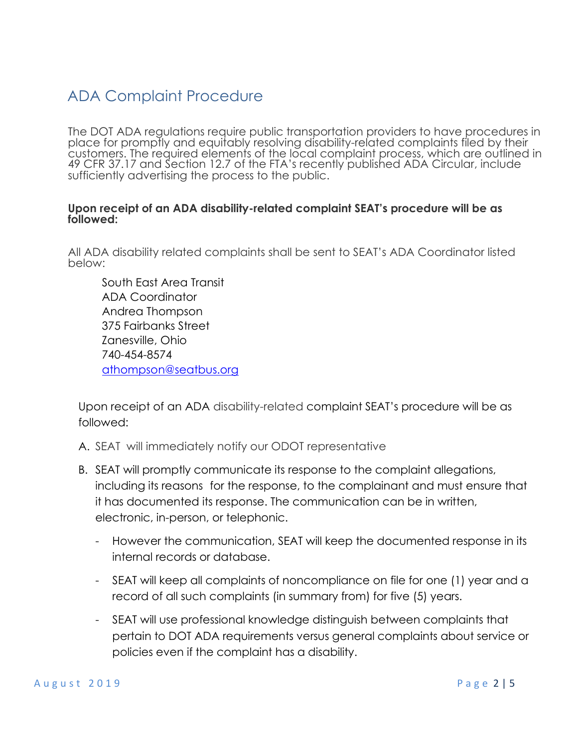## ADA Complaint Procedure

The DOT ADA regulations require public transportation providers to have procedures in place for promptly and equitably resolving disability-related complaints filed by their customers. The required elements of the local complaint process, which are outlined in 49 CFR 37.17 and Section 12.7 of the FTA's recently published ADA Circular, include sufficiently advertising the process to the public.

**Upon receipt of an ADA disability-related complaint SEAT's procedure will be as followed:**

All ADA disability related complaints shall be sent to SEAT's ADA Coordinator listed below:

South East Area Transit
ADA Coordinator
Andrea Thompson
375 Fairbanks Street
Zanesville, Ohio
740-454-8574
athompson@seatbus.org

Upon receipt of an ADA disability-related complaint SEAT's procedure will be as followed:

A. SEAT will immediately notify our ODOT representative

B. SEAT will promptly communicate its response to the complaint allegations, including its reasons for the response, to the complainant and must ensure that it has documented its response. The communication can be in written, electronic, in-person, or telephonic.

   - However the communication, SEAT will keep the documented response in its internal records or database.
   - SEAT will keep all complaints of noncompliance on file for one (1) year and a record of all such complaints (in summary from) for five (5) years.
   - SEAT will use professional knowledge distinguish between complaints that pertain to DOT ADA requirements versus general complaints about service or policies even if the complaint has a disability.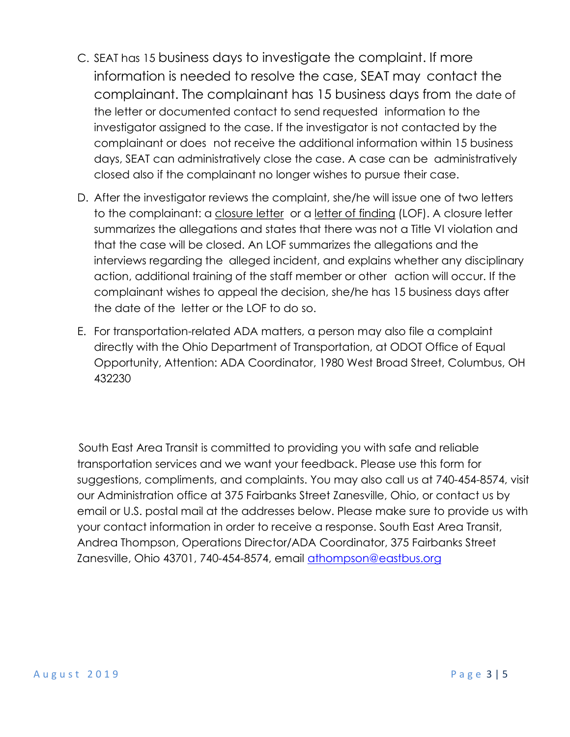C. SEAT has 15 business days to investigate the complaint. If more information is needed to resolve the case, SEAT may contact the complainant. The complainant has 15 business days from the date of the letter or documented contact to send requested information to the investigator assigned to the case. If the investigator is not contacted by the complainant or does not receive the additional information within 15 business days, SEAT can administratively close the case. A case can be administratively closed also if the complainant no longer wishes to pursue their case.

D. After the investigator reviews the complaint, she/he will issue one of two letters to the complainant: a <u>closure letter</u> or a <u>letter of finding</u> (LOF). A closure letter summarizes the allegations and states that there was not a Title VI violation and that the case will be closed. An LOF summarizes the allegations and the interviews regarding the alleged incident, and explains whether any disciplinary action, additional training of the staff member or other action will occur. If the complainant wishes to appeal the decision, she/he has 15 business days after the date of the letter or the LOF to do so.

E. For transportation-related ADA matters, a person may also file a complaint directly with the Ohio Department of Transportation, at ODOT Office of Equal Opportunity, Attention: ADA Coordinator, 1980 West Broad Street, Columbus, OH 432230

South East Area Transit is committed to providing you with safe and reliable transportation services and we want your feedback. Please use this form for suggestions, compliments, and complaints. You may also call us at 740-454-8574, visit our Administration office at 375 Fairbanks Street Zanesville, Ohio, or contact us by email or U.S. postal mail at the addresses below. Please make sure to provide us with your contact information in order to receive a response. South East Area Transit, Andrea Thompson, Operations Director/ADA Coordinator, 375 Fairbanks Street Zanesville, Ohio 43701, 740-454-8574, email [athompson@eastbus.org](mailto:athompson@eastbus.org)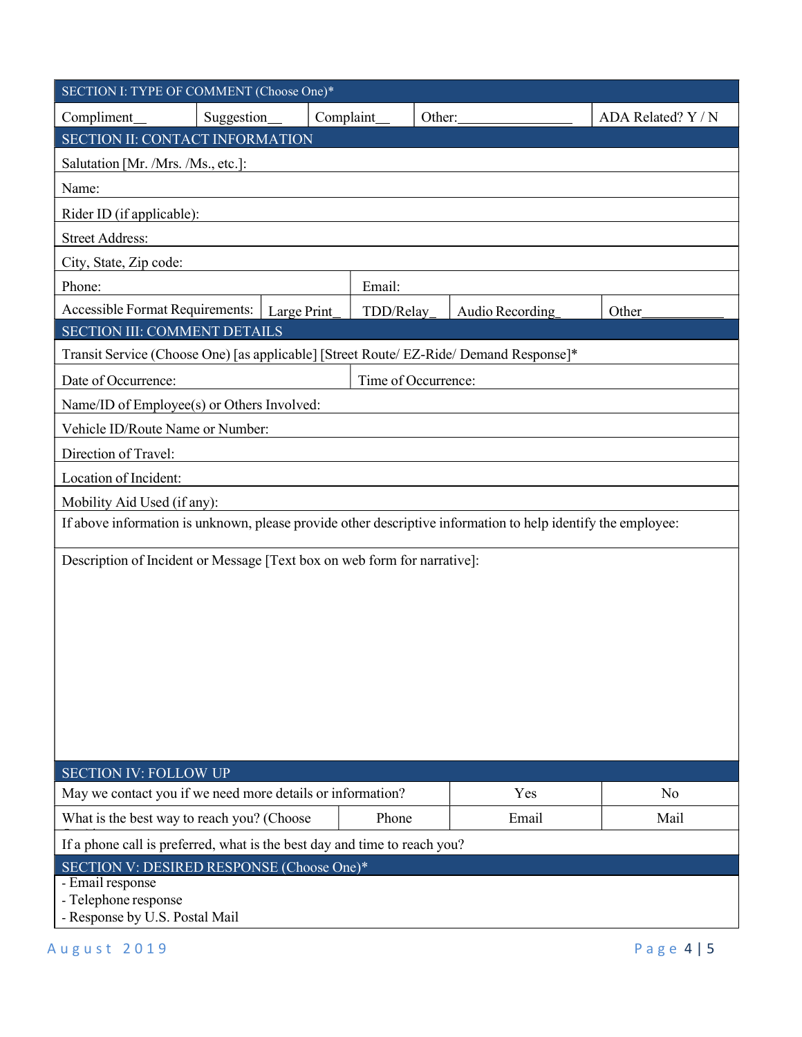| SECTION I: TYPE OF COMMENT (Choose One)* | | | | |
|---|---|---|---|---|
| Compliment__ | Suggestion__ | Complaint__ | Other:_______________ | ADA Related? Y / N |

| SECTION II: CONTACT INFORMATION | | | | |
|---|---|---|---|---|
| Salutation [Mr. /Mrs. /Ms., etc.]: | | | | |
| Name: | | | | |
| Rider ID (if applicable): | | | | |
| Street Address: | | | | |
| City, State, Zip code: | | | | |
| Phone: | | Email: | | |
| Accessible Format Requirements: | Large Print_ | TDD/Relay_ | Audio Recording_ | Other___________ |

| SECTION III: COMMENT DETAILS | |
|---|---|
| Transit Service (Choose One) [as applicable] [Street Route/ EZ-Ride/ Demand Response]* | |
| Date of Occurrence: | Time of Occurrence: |
| Name/ID of Employee(s) or Others Involved: | |
| Vehicle ID/Route Name or Number: | |
| Direction of Travel: | |
| Location of Incident: | |
| Mobility Aid Used (if any): | |
| If above information is unknown, please provide other descriptive information to help identify the employee: | |
| Description of Incident or Message [Text box on web form for narrative]: | |

| SECTION IV: FOLLOW UP | | | |
|---|---|---|---|
| May we contact you if we need more details or information? | | Yes | No |
| What is the best way to reach you? (Choose | Phone | Email | Mail |
| If a phone call is preferred, what is the best day and time to reach you? | | | |

| SECTION V: DESIRED RESPONSE (Choose One)* |
|---|
| - Email response<br>- Telephone response<br>- Response by U.S. Postal Mail |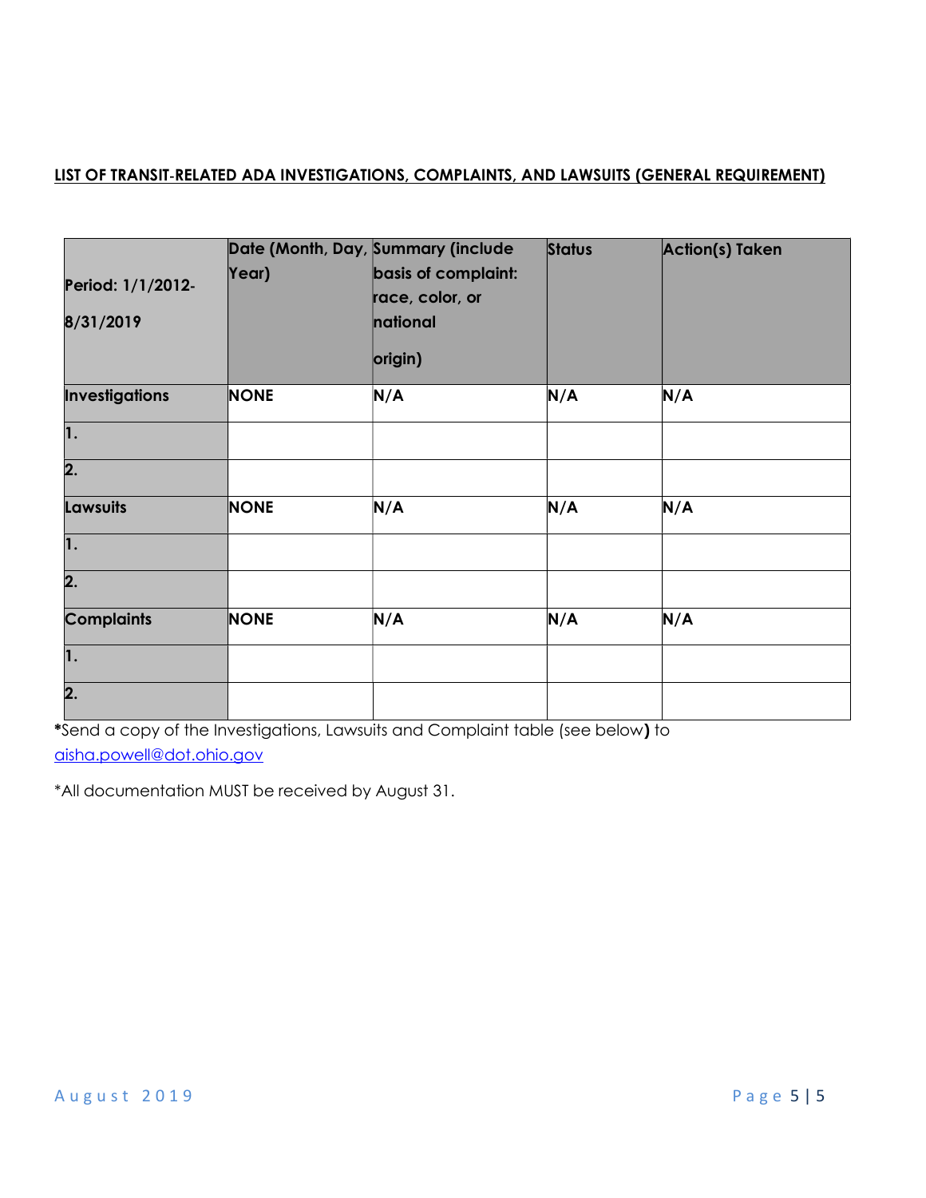**<u>LIST OF TRANSIT-RELATED ADA INVESTIGATIONS, COMPLAINTS, AND LAWSUITS (GENERAL REQUIREMENT)</u>**

| Period: 1/1/2012-8/31/2019 | Date (Month, Day, Year) | Summary (include basis of complaint: race, color, or national origin) | Status | Action(s) Taken |
|---|---|---|---|---|
| **Investigations** | **NONE** | **N/A** | **N/A** | **N/A** |
| **1.** | | | | |
| **2.** | | | | |
| **Lawsuits** | **NONE** | **N/A** | **N/A** | **N/A** |
| **1.** | | | | |
| **2.** | | | | |
| **Complaints** | **NONE** | **N/A** | **N/A** | **N/A** |
| **1.** | | | | |
| **2.** | | | | |

**\***Send a copy of the Investigations, Lawsuits and Complaint table (see below**)** to aisha.powell@dot.ohio.gov

*All documentation MUST be received by August 31.

August 2019